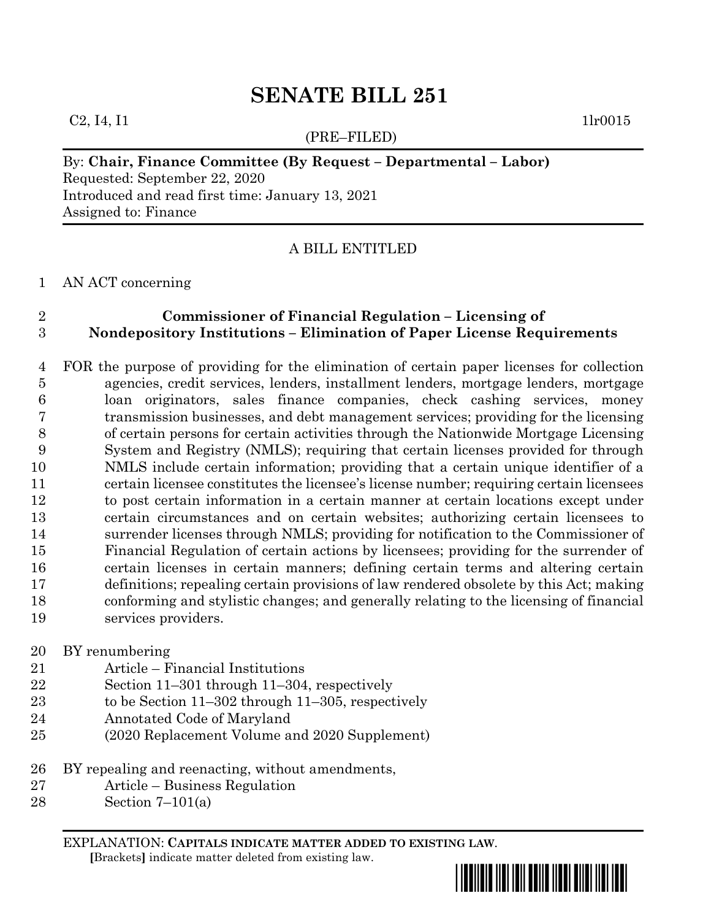# SENATE BILL 251

C2, I4, I1 1lr0015

(PRE–FILED)

By: **Chair, Finance Committee (By Request – Departmental – Labor)**
Requested: September 22, 2020
Introduced and read first time: January 13, 2021
Assigned to: Finance

A BILL ENTITLED

1 AN ACT concerning

2 **Commissioner of Financial Regulation – Licensing of**
3 **Nondepository Institutions – Elimination of Paper License Requirements**

4 FOR the purpose of providing for the elimination of certain paper licenses for collection
5 agencies, credit services, lenders, installment lenders, mortgage lenders, mortgage
6 loan originators, sales finance companies, check cashing services, money
7 transmission businesses, and debt management services; providing for the licensing
8 of certain persons for certain activities through the Nationwide Mortgage Licensing
9 System and Registry (NMLS); requiring that certain licenses provided for through
10 NMLS include certain information; providing that a certain unique identifier of a
11 certain licensee constitutes the licensee's license number; requiring certain licensees
12 to post certain information in a certain manner at certain locations except under
13 certain circumstances and on certain websites; authorizing certain licensees to
14 surrender licenses through NMLS; providing for notification to the Commissioner of
15 Financial Regulation of certain actions by licensees; providing for the surrender of
16 certain licenses in certain manners; defining certain terms and altering certain
17 definitions; repealing certain provisions of law rendered obsolete by this Act; making
18 conforming and stylistic changes; and generally relating to the licensing of financial
19 services providers.

20 BY renumbering
21 Article – Financial Institutions
22 Section 11–301 through 11–304, respectively
23 to be Section 11–302 through 11–305, respectively
24 Annotated Code of Maryland
25 (2020 Replacement Volume and 2020 Supplement)

26 BY repealing and reenacting, without amendments,
27 Article – Business Regulation
28 Section 7–101(a)

EXPLANATION: **CAPITALS INDICATE MATTER ADDED TO EXISTING LAW.**
[Brackets] indicate matter deleted from existing law.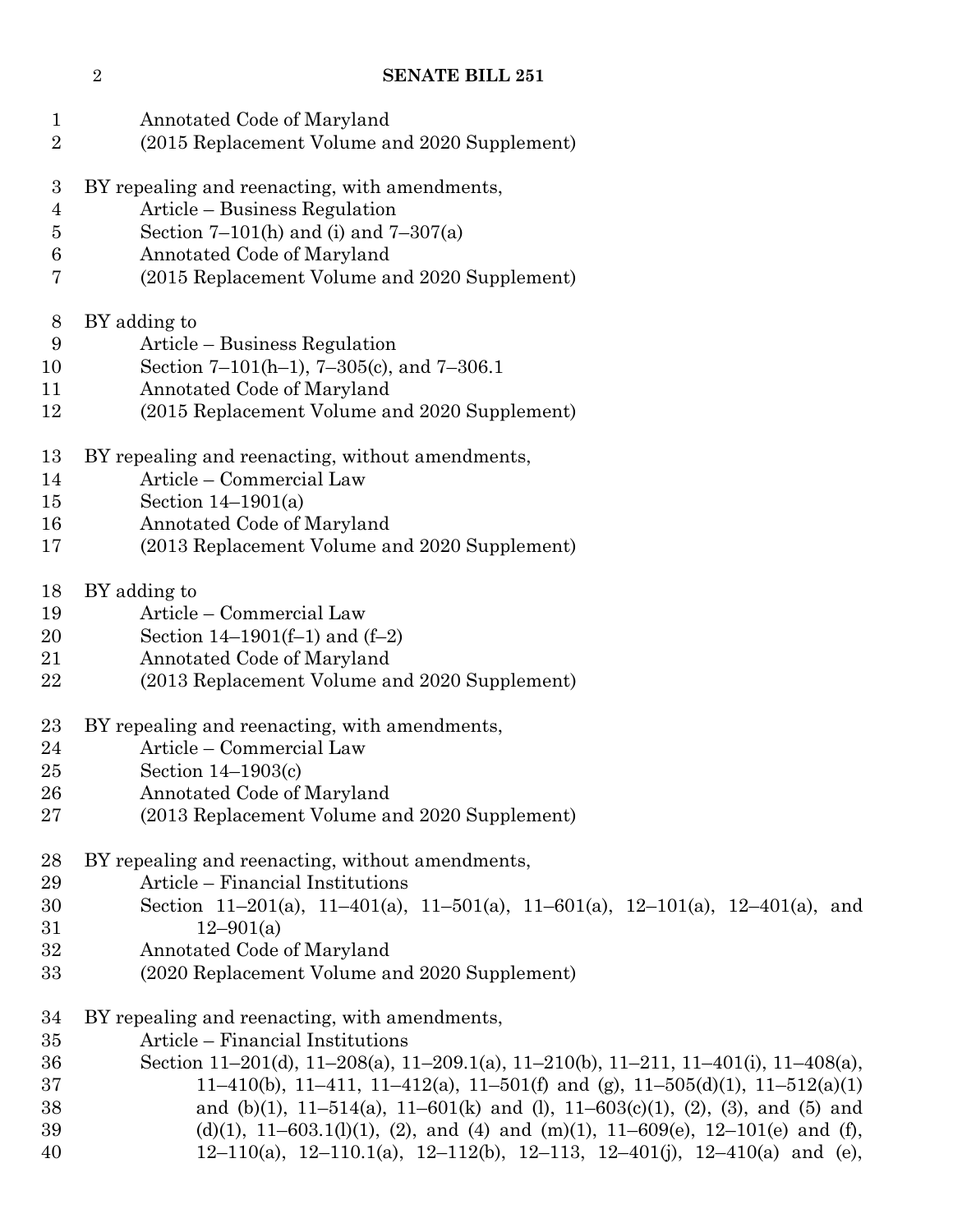Annotated Code of Maryland
(2015 Replacement Volume and 2020 Supplement)

BY repealing and reenacting, with amendments,
Article – Business Regulation
Section 7–101(h) and (i) and 7–307(a)
Annotated Code of Maryland
(2015 Replacement Volume and 2020 Supplement)

BY adding to
Article – Business Regulation
Section 7–101(h–1), 7–305(c), and 7–306.1
Annotated Code of Maryland
(2015 Replacement Volume and 2020 Supplement)

BY repealing and reenacting, without amendments,
Article – Commercial Law
Section 14–1901(a)
Annotated Code of Maryland
(2013 Replacement Volume and 2020 Supplement)

BY adding to
Article – Commercial Law
Section 14–1901(f–1) and (f–2)
Annotated Code of Maryland
(2013 Replacement Volume and 2020 Supplement)

BY repealing and reenacting, with amendments,
Article – Commercial Law
Section 14–1903(c)
Annotated Code of Maryland
(2013 Replacement Volume and 2020 Supplement)

BY repealing and reenacting, without amendments,
Article – Financial Institutions
Section 11–201(a), 11–401(a), 11–501(a), 11–601(a), 12–101(a), 12–401(a), and 12–901(a)
Annotated Code of Maryland
(2020 Replacement Volume and 2020 Supplement)

BY repealing and reenacting, with amendments,
Article – Financial Institutions
Section 11–201(d), 11–208(a), 11–209.1(a), 11–210(b), 11–211, 11–401(i), 11–408(a), 11–410(b), 11–411, 11–412(a), 11–501(f) and (g), 11–505(d)(1), 11–512(a)(1) and (b)(1), 11–514(a), 11–601(k) and (l), 11–603(c)(1), (2), (3), and (5) and (d)(1), 11–603.1(l)(1), (2), and (4) and (m)(1), 11–609(e), 12–101(e) and (f), 12–110(a), 12–110.1(a), 12–112(b), 12–113, 12–401(j), 12–410(a) and (e),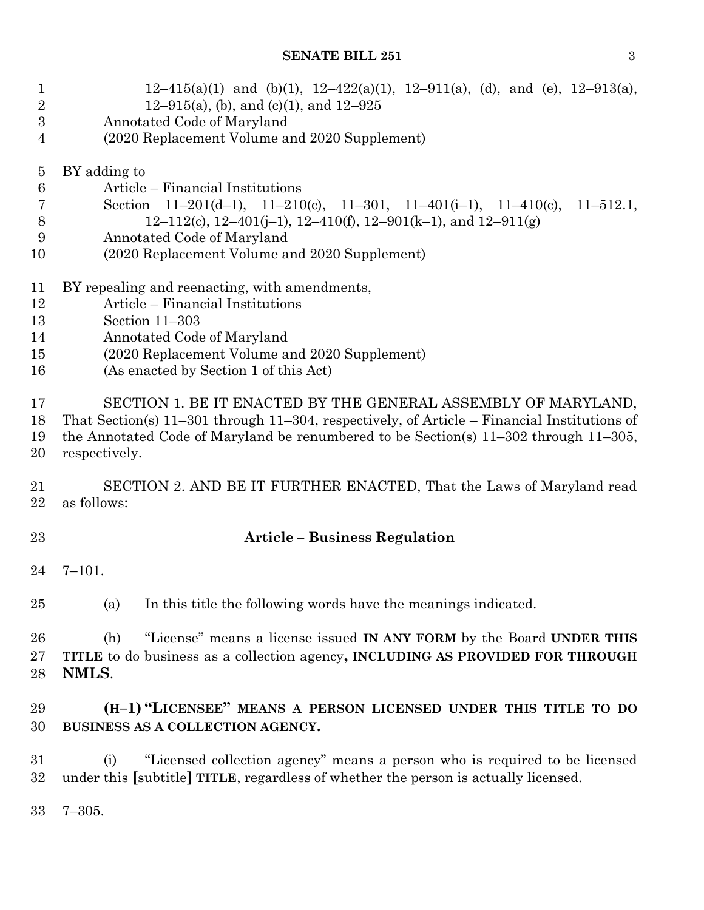12–415(a)(1) and (b)(1), 12–422(a)(1), 12–911(a), (d), and (e), 12–913(a), 12–915(a), (b), and (c)(1), and 12–925
Annotated Code of Maryland
(2020 Replacement Volume and 2020 Supplement)

BY adding to
Article – Financial Institutions
Section 11–201(d–1), 11–210(c), 11–301, 11–401(i–1), 11–410(c), 11–512.1, 12–112(c), 12–401(j–1), 12–410(f), 12–901(k–1), and 12–911(g)
Annotated Code of Maryland
(2020 Replacement Volume and 2020 Supplement)

BY repealing and reenacting, with amendments,
Article – Financial Institutions
Section 11–303
Annotated Code of Maryland
(2020 Replacement Volume and 2020 Supplement)
(As enacted by Section 1 of this Act)

SECTION 1. BE IT ENACTED BY THE GENERAL ASSEMBLY OF MARYLAND, That Section(s) 11–301 through 11–304, respectively, of Article – Financial Institutions of the Annotated Code of Maryland be renumbered to be Section(s) 11–302 through 11–305, respectively.

SECTION 2. AND BE IT FURTHER ENACTED, That the Laws of Maryland read as follows:

**Article – Business Regulation**

7–101.

(a) In this title the following words have the meanings indicated.

(h) "License" means a license issued **IN ANY FORM** by the Board **UNDER THIS TITLE** to do business as a collection agency**, INCLUDING AS PROVIDED FOR THROUGH NMLS**.

**(H–1) "LICENSEE" MEANS A PERSON LICENSED UNDER THIS TITLE TO DO BUSINESS AS A COLLECTION AGENCY.**

(i) "Licensed collection agency" means a person who is required to be licensed under this **[**subtitle**]** **TITLE**, regardless of whether the person is actually licensed.

7–305.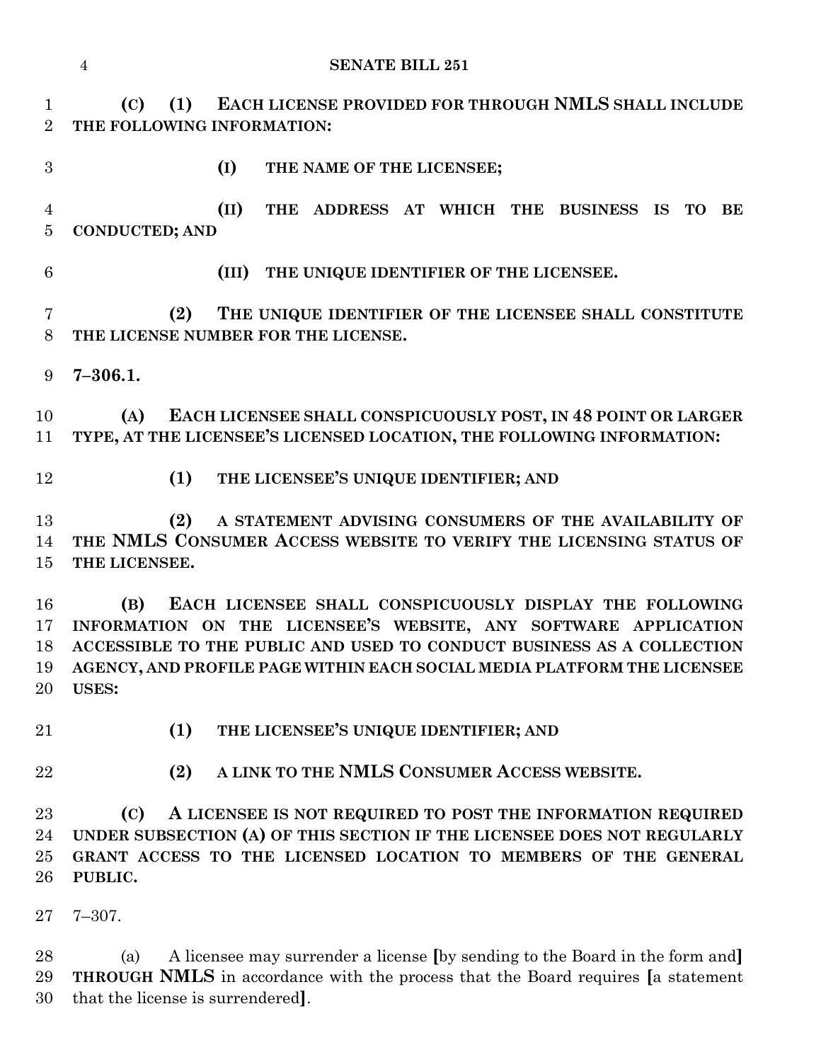**(C) (1) EACH LICENSE PROVIDED FOR THROUGH NMLS SHALL INCLUDE THE FOLLOWING INFORMATION:**

**(I) THE NAME OF THE LICENSEE;**

**(II) THE ADDRESS AT WHICH THE BUSINESS IS TO BE CONDUCTED; AND**

**(III) THE UNIQUE IDENTIFIER OF THE LICENSEE.**

**(2) THE UNIQUE IDENTIFIER OF THE LICENSEE SHALL CONSTITUTE THE LICENSE NUMBER FOR THE LICENSE.**

**7–306.1.**

**(A) EACH LICENSEE SHALL CONSPICUOUSLY POST, IN 48 POINT OR LARGER TYPE, AT THE LICENSEE'S LICENSED LOCATION, THE FOLLOWING INFORMATION:**

**(1) THE LICENSEE'S UNIQUE IDENTIFIER; AND**

**(2) A STATEMENT ADVISING CONSUMERS OF THE AVAILABILITY OF THE NMLS CONSUMER ACCESS WEBSITE TO VERIFY THE LICENSING STATUS OF THE LICENSEE.**

**(B) EACH LICENSEE SHALL CONSPICUOUSLY DISPLAY THE FOLLOWING INFORMATION ON THE LICENSEE'S WEBSITE, ANY SOFTWARE APPLICATION ACCESSIBLE TO THE PUBLIC AND USED TO CONDUCT BUSINESS AS A COLLECTION AGENCY, AND PROFILE PAGE WITHIN EACH SOCIAL MEDIA PLATFORM THE LICENSEE USES:**

**(1) THE LICENSEE'S UNIQUE IDENTIFIER; AND**

**(2) A LINK TO THE NMLS CONSUMER ACCESS WEBSITE.**

**(C) A LICENSEE IS NOT REQUIRED TO POST THE INFORMATION REQUIRED UNDER SUBSECTION (A) OF THIS SECTION IF THE LICENSEE DOES NOT REGULARLY GRANT ACCESS TO THE LICENSED LOCATION TO MEMBERS OF THE GENERAL PUBLIC.**

7–307.

(a) A licensee may surrender a license [by sending to the Board in the form and] **THROUGH NMLS** in accordance with the process that the Board requires [a statement that the license is surrendered].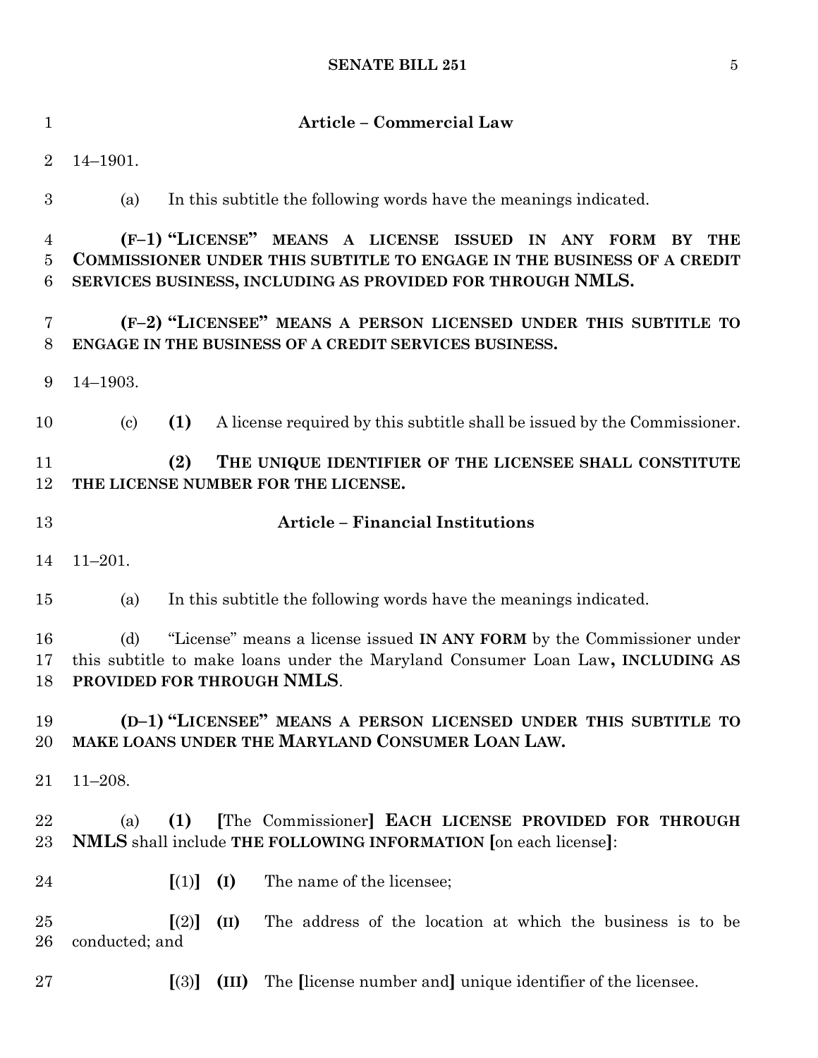## Article – Commercial Law

14–1901.

(a) In this subtitle the following words have the meanings indicated.

**(F–1) "LICENSE" MEANS A LICENSE ISSUED IN ANY FORM BY THE COMMISSIONER UNDER THIS SUBTITLE TO ENGAGE IN THE BUSINESS OF A CREDIT SERVICES BUSINESS, INCLUDING AS PROVIDED FOR THROUGH NMLS.**

**(F–2) "LICENSEE" MEANS A PERSON LICENSED UNDER THIS SUBTITLE TO ENGAGE IN THE BUSINESS OF A CREDIT SERVICES BUSINESS.**

14–1903.

(c) **(1)** A license required by this subtitle shall be issued by the Commissioner.

**(2) THE UNIQUE IDENTIFIER OF THE LICENSEE SHALL CONSTITUTE THE LICENSE NUMBER FOR THE LICENSE.**

## Article – Financial Institutions

11–201.

(a) In this subtitle the following words have the meanings indicated.

(d) "License" means a license issued **IN ANY FORM** by the Commissioner under this subtitle to make loans under the Maryland Consumer Loan Law**, INCLUDING AS PROVIDED FOR THROUGH NMLS**.

**(D–1) "LICENSEE" MEANS A PERSON LICENSED UNDER THIS SUBTITLE TO MAKE LOANS UNDER THE MARYLAND CONSUMER LOAN LAW.**

11–208.

(a) **(1)** **[**The Commissioner**] EACH LICENSE PROVIDED FOR THROUGH NMLS** shall include **THE FOLLOWING INFORMATION [**on each license**]**:

**[**(1)**] (I)** The name of the licensee;

**[**(2)**] (II)** The address of the location at which the business is to be conducted; and

**[**(3)**] (III)** The **[**license number and**]** unique identifier of the licensee.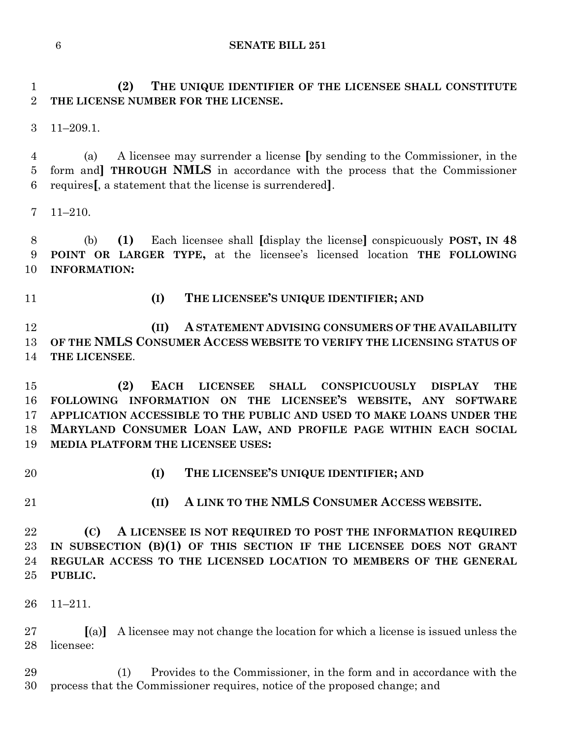**(2) THE UNIQUE IDENTIFIER OF THE LICENSEE SHALL CONSTITUTE THE LICENSE NUMBER FOR THE LICENSE.**

11–209.1.

(a) A licensee may surrender a license **[**by sending to the Commissioner, in the form and**]** **THROUGH NMLS** in accordance with the process that the Commissioner requires**[**, a statement that the license is surrendered**]**.

11–210.

(b) **(1)** Each licensee shall **[**display the license**]** conspicuously **POST, IN 48 POINT OR LARGER TYPE,** at the licensee's licensed location **THE FOLLOWING INFORMATION:**

**(I) THE LICENSEE'S UNIQUE IDENTIFIER; AND**

**(II) A STATEMENT ADVISING CONSUMERS OF THE AVAILABILITY OF THE NMLS CONSUMER ACCESS WEBSITE TO VERIFY THE LICENSING STATUS OF THE LICENSEE**.

**(2) EACH LICENSEE SHALL CONSPICUOUSLY DISPLAY THE FOLLOWING INFORMATION ON THE LICENSEE'S WEBSITE, ANY SOFTWARE APPLICATION ACCESSIBLE TO THE PUBLIC AND USED TO MAKE LOANS UNDER THE MARYLAND CONSUMER LOAN LAW, AND PROFILE PAGE WITHIN EACH SOCIAL MEDIA PLATFORM THE LICENSEE USES:**

**(I) THE LICENSEE'S UNIQUE IDENTIFIER; AND**

**(II) A LINK TO THE NMLS CONSUMER ACCESS WEBSITE.**

**(C) A LICENSEE IS NOT REQUIRED TO POST THE INFORMATION REQUIRED IN SUBSECTION (B)(1) OF THIS SECTION IF THE LICENSEE DOES NOT GRANT REGULAR ACCESS TO THE LICENSED LOCATION TO MEMBERS OF THE GENERAL PUBLIC.**

11–211.

**[**(a)**]** A licensee may not change the location for which a license is issued unless the licensee:

(1) Provides to the Commissioner, in the form and in accordance with the process that the Commissioner requires, notice of the proposed change; and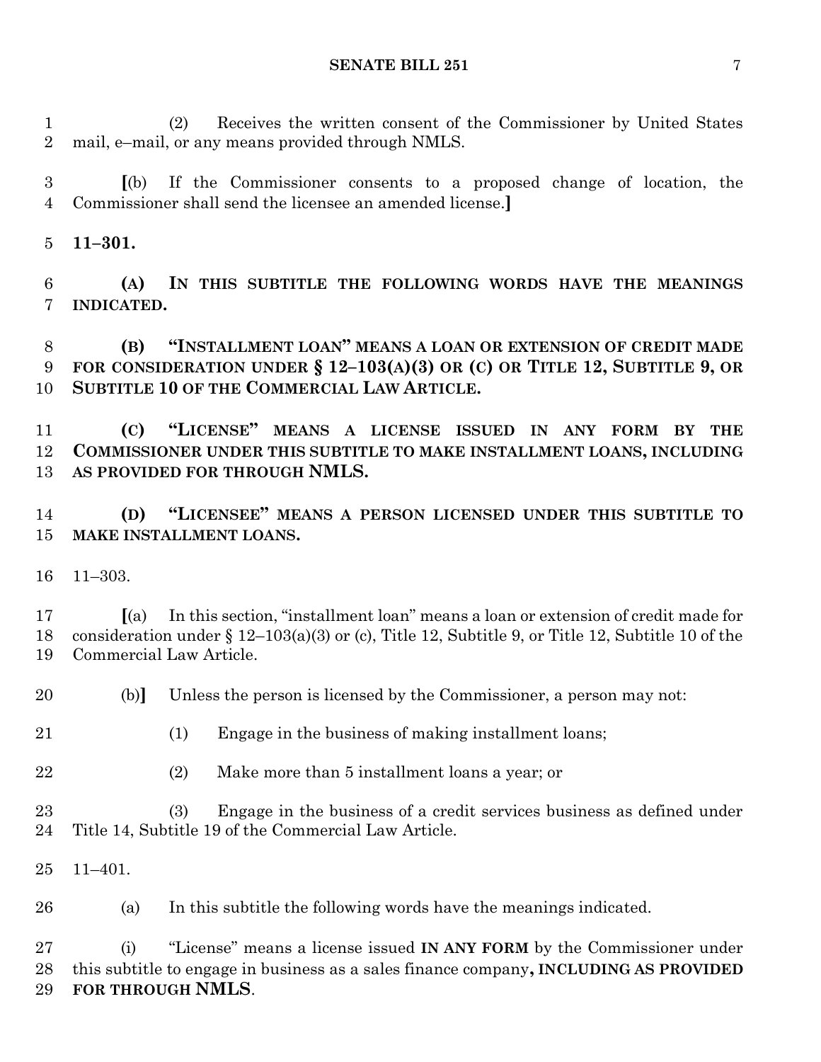(2) Receives the written consent of the Commissioner by United States mail, e–mail, or any means provided through NMLS.

[(b) If the Commissioner consents to a proposed change of location, the Commissioner shall send the licensee an amended license.]

**11–301.**

**(A) IN THIS SUBTITLE THE FOLLOWING WORDS HAVE THE MEANINGS INDICATED.**

**(B) "INSTALLMENT LOAN" MEANS A LOAN OR EXTENSION OF CREDIT MADE FOR CONSIDERATION UNDER § 12–103(A)(3) OR (C) OR TITLE 12, SUBTITLE 9, OR SUBTITLE 10 OF THE COMMERCIAL LAW ARTICLE.**

**(C) "LICENSE" MEANS A LICENSE ISSUED IN ANY FORM BY THE COMMISSIONER UNDER THIS SUBTITLE TO MAKE INSTALLMENT LOANS, INCLUDING AS PROVIDED FOR THROUGH NMLS.**

**(D) "LICENSEE" MEANS A PERSON LICENSED UNDER THIS SUBTITLE TO MAKE INSTALLMENT LOANS.**

11–303.

[(a) In this section, "installment loan" means a loan or extension of credit made for consideration under § 12–103(a)(3) or (c), Title 12, Subtitle 9, or Title 12, Subtitle 10 of the Commercial Law Article.

(b)] Unless the person is licensed by the Commissioner, a person may not:

(1) Engage in the business of making installment loans;

(2) Make more than 5 installment loans a year; or

(3) Engage in the business of a credit services business as defined under Title 14, Subtitle 19 of the Commercial Law Article.

11–401.

(a) In this subtitle the following words have the meanings indicated.

(i) "License" means a license issued **IN ANY FORM** by the Commissioner under this subtitle to engage in business as a sales finance company**, INCLUDING AS PROVIDED FOR THROUGH NMLS**.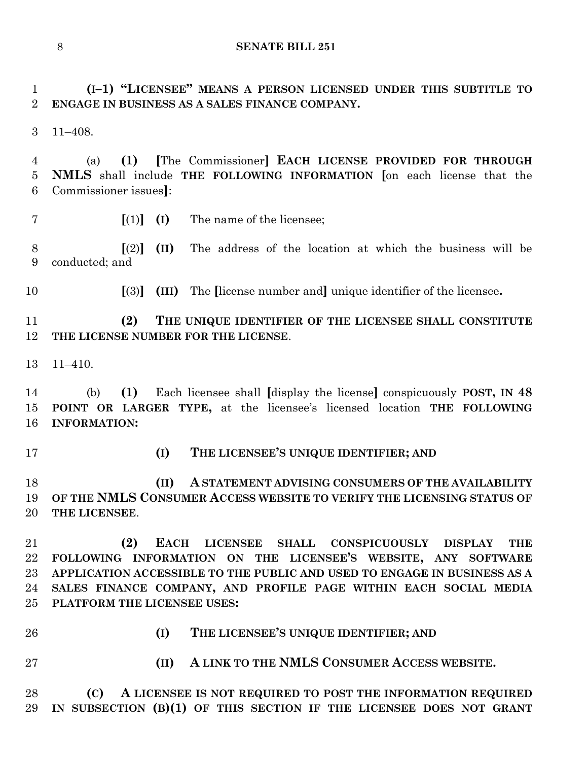**(I–1) "LICENSEE" MEANS A PERSON LICENSED UNDER THIS SUBTITLE TO ENGAGE IN BUSINESS AS A SALES FINANCE COMPANY.**

11–408.

(a) **(1)** [The Commissioner] **EACH LICENSE PROVIDED FOR THROUGH NMLS** shall include **THE FOLLOWING INFORMATION** [on each license that the Commissioner issues]:

[(1)] **(I)** The name of the licensee;

[(2)] **(II)** The address of the location at which the business will be conducted; and

[(3)] **(III)** The [license number and] unique identifier of the licensee**.**

**(2) THE UNIQUE IDENTIFIER OF THE LICENSEE SHALL CONSTITUTE THE LICENSE NUMBER FOR THE LICENSE**.

11–410.

(b) **(1)** Each licensee shall [display the license] conspicuously **POST, IN 48 POINT OR LARGER TYPE,** at the licensee's licensed location **THE FOLLOWING INFORMATION:**

**(I) THE LICENSEE'S UNIQUE IDENTIFIER; AND**

**(II) A STATEMENT ADVISING CONSUMERS OF THE AVAILABILITY OF THE NMLS CONSUMER ACCESS WEBSITE TO VERIFY THE LICENSING STATUS OF THE LICENSEE**.

**(2) EACH LICENSEE SHALL CONSPICUOUSLY DISPLAY THE FOLLOWING INFORMATION ON THE LICENSEE'S WEBSITE, ANY SOFTWARE APPLICATION ACCESSIBLE TO THE PUBLIC AND USED TO ENGAGE IN BUSINESS AS A SALES FINANCE COMPANY, AND PROFILE PAGE WITHIN EACH SOCIAL MEDIA PLATFORM THE LICENSEE USES:**

**(I) THE LICENSEE'S UNIQUE IDENTIFIER; AND**

**(II) A LINK TO THE NMLS CONSUMER ACCESS WEBSITE.**

**(C) A LICENSEE IS NOT REQUIRED TO POST THE INFORMATION REQUIRED IN SUBSECTION (B)(1) OF THIS SECTION IF THE LICENSEE DOES NOT GRANT**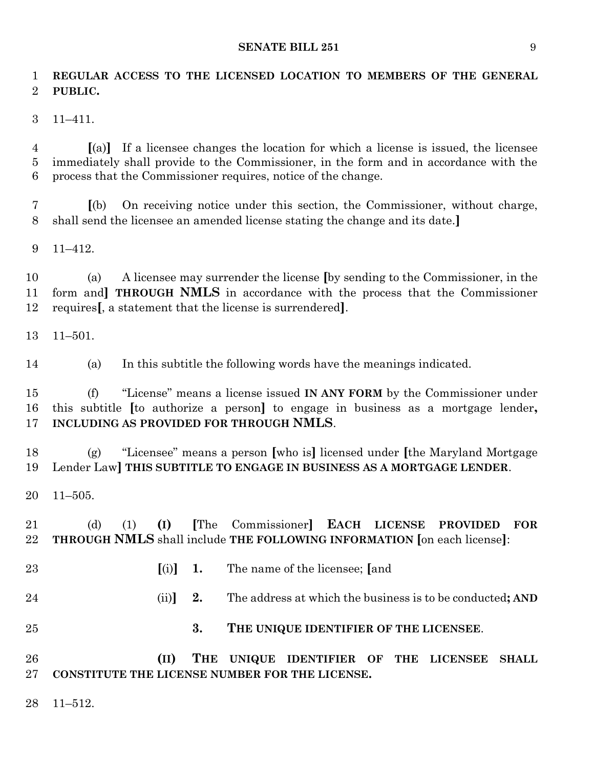**REGULAR ACCESS TO THE LICENSED LOCATION TO MEMBERS OF THE GENERAL PUBLIC.**

11–411.

[(a)] If a licensee changes the location for which a license is issued, the licensee immediately shall provide to the Commissioner, in the form and in accordance with the process that the Commissioner requires, notice of the change.

[(b) On receiving notice under this section, the Commissioner, without charge, shall send the licensee an amended license stating the change and its date.]

11–412.

(a) A licensee may surrender the license [by sending to the Commissioner, in the form and] **THROUGH NMLS** in accordance with the process that the Commissioner requires[, a statement that the license is surrendered].

11–501.

(a) In this subtitle the following words have the meanings indicated.

(f) "License" means a license issued **IN ANY FORM** by the Commissioner under this subtitle [to authorize a person] to engage in business as a mortgage lender**, INCLUDING AS PROVIDED FOR THROUGH NMLS**.

(g) "Licensee" means a person [who is] licensed under [the Maryland Mortgage Lender Law] **THIS SUBTITLE TO ENGAGE IN BUSINESS AS A MORTGAGE LENDER**.

11–505.

(d) (1) **(I)** [The Commissioner] **EACH LICENSE PROVIDED FOR THROUGH NMLS** shall include **THE FOLLOWING INFORMATION** [on each license]:

[(i)] **1.** The name of the licensee; [and

(ii)] **2.** The address at which the business is to be conducted**; AND**

**3. THE UNIQUE IDENTIFIER OF THE LICENSEE**.

**(II) THE UNIQUE IDENTIFIER OF THE LICENSEE SHALL CONSTITUTE THE LICENSE NUMBER FOR THE LICENSE.**

11–512.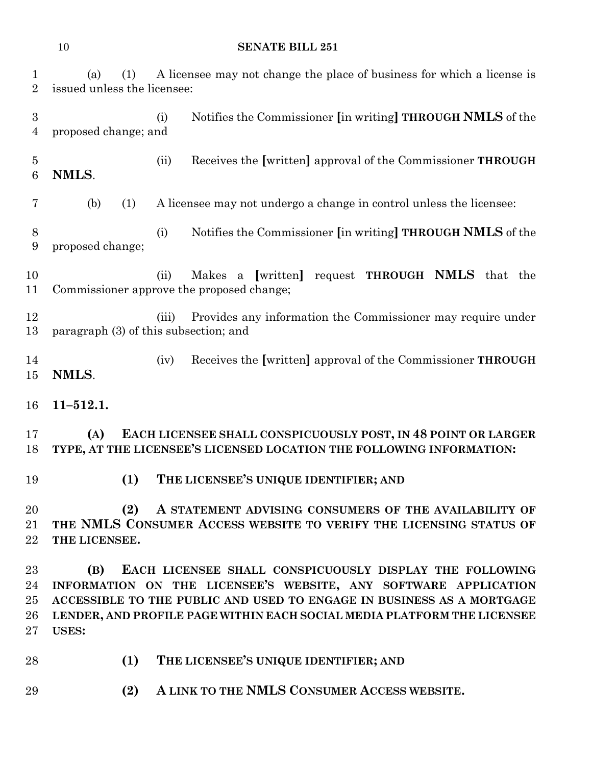(a) (1) A licensee may not change the place of business for which a license is issued unless the licensee:

(i) Notifies the Commissioner [in writing] **THROUGH NMLS** of the proposed change; and

(ii) Receives the [written] approval of the Commissioner **THROUGH NMLS**.

(b) (1) A licensee may not undergo a change in control unless the licensee:

(i) Notifies the Commissioner [in writing] **THROUGH NMLS** of the proposed change;

(ii) Makes a [written] request **THROUGH NMLS** that the Commissioner approve the proposed change;

(iii) Provides any information the Commissioner may require under paragraph (3) of this subsection; and

(iv) Receives the [written] approval of the Commissioner **THROUGH NMLS**.

**11–512.1.**

**(A) EACH LICENSEE SHALL CONSPICUOUSLY POST, IN 48 POINT OR LARGER TYPE, AT THE LICENSEE'S LICENSED LOCATION THE FOLLOWING INFORMATION:**

**(1) THE LICENSEE'S UNIQUE IDENTIFIER; AND**

**(2) A STATEMENT ADVISING CONSUMERS OF THE AVAILABILITY OF THE NMLS CONSUMER ACCESS WEBSITE TO VERIFY THE LICENSING STATUS OF THE LICENSEE.**

**(B) EACH LICENSEE SHALL CONSPICUOUSLY DISPLAY THE FOLLOWING INFORMATION ON THE LICENSEE'S WEBSITE, ANY SOFTWARE APPLICATION ACCESSIBLE TO THE PUBLIC AND USED TO ENGAGE IN BUSINESS AS A MORTGAGE LENDER, AND PROFILE PAGE WITHIN EACH SOCIAL MEDIA PLATFORM THE LICENSEE USES:**

**(1) THE LICENSEE'S UNIQUE IDENTIFIER; AND**

**(2) A LINK TO THE NMLS CONSUMER ACCESS WEBSITE.**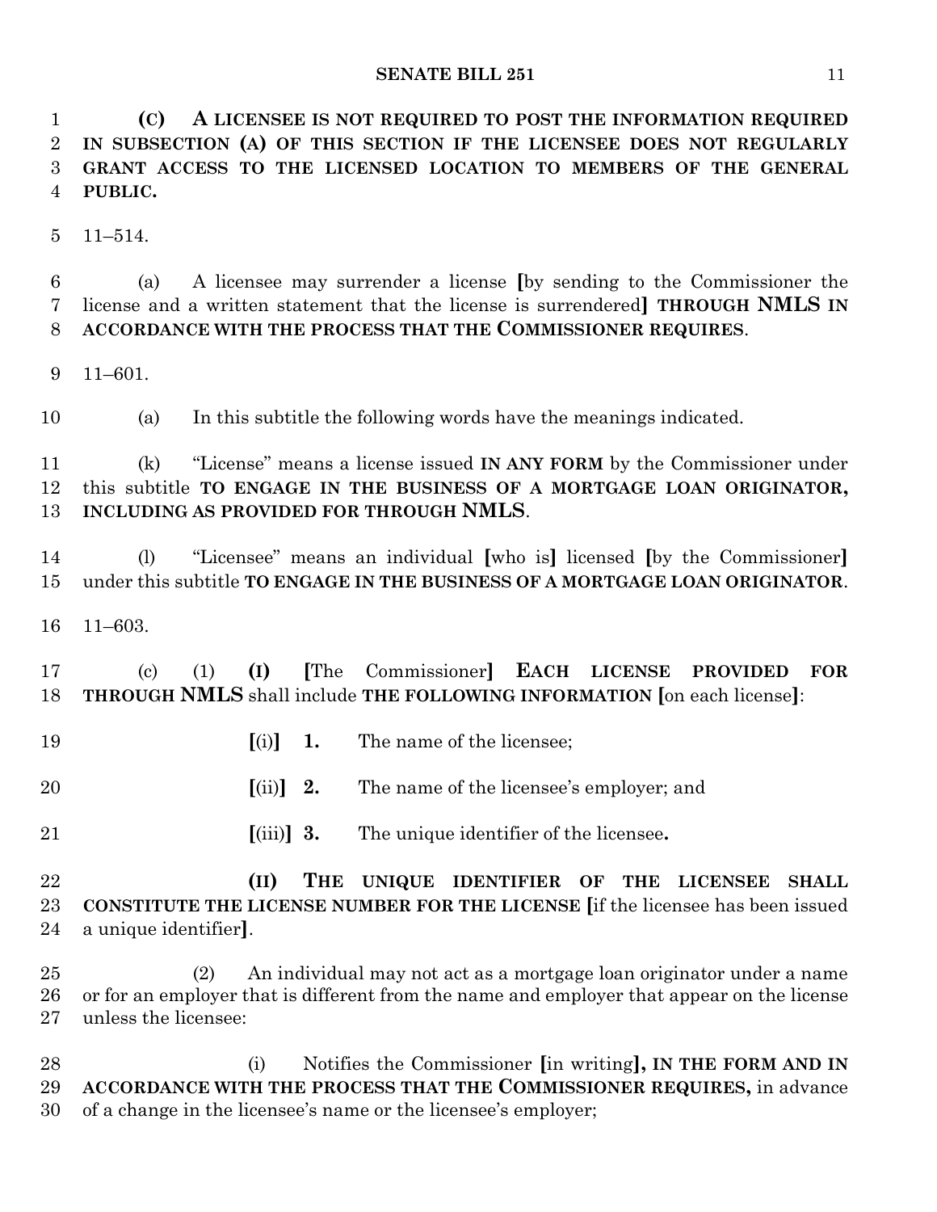**(C) A LICENSEE IS NOT REQUIRED TO POST THE INFORMATION REQUIRED IN SUBSECTION (A) OF THIS SECTION IF THE LICENSEE DOES NOT REGULARLY GRANT ACCESS TO THE LICENSED LOCATION TO MEMBERS OF THE GENERAL PUBLIC.**

11–514.

(a) A licensee may surrender a license [by sending to the Commissioner the license and a written statement that the license is surrendered] **THROUGH NMLS IN ACCORDANCE WITH THE PROCESS THAT THE COMMISSIONER REQUIRES**.

11–601.

(a) In this subtitle the following words have the meanings indicated.

(k) "License" means a license issued **IN ANY FORM** by the Commissioner under this subtitle **TO ENGAGE IN THE BUSINESS OF A MORTGAGE LOAN ORIGINATOR, INCLUDING AS PROVIDED FOR THROUGH NMLS**.

(l) "Licensee" means an individual [who is] licensed [by the Commissioner] under this subtitle **TO ENGAGE IN THE BUSINESS OF A MORTGAGE LOAN ORIGINATOR**.

11–603.

(c) (1) **(I)** [The Commissioner] **EACH LICENSE PROVIDED FOR THROUGH NMLS** shall include **THE FOLLOWING INFORMATION** [on each license]:

[(i)] **1.** The name of the licensee;

[(ii)] **2.** The name of the licensee's employer; and

[(iii)] **3.** The unique identifier of the licensee**.**

**(II) THE UNIQUE IDENTIFIER OF THE LICENSEE SHALL CONSTITUTE THE LICENSE NUMBER FOR THE LICENSE** [if the licensee has been issued a unique identifier].

(2) An individual may not act as a mortgage loan originator under a name or for an employer that is different from the name and employer that appear on the license unless the licensee:

(i) Notifies the Commissioner [in writing]**, IN THE FORM AND IN ACCORDANCE WITH THE PROCESS THAT THE COMMISSIONER REQUIRES,** in advance of a change in the licensee's name or the licensee's employer;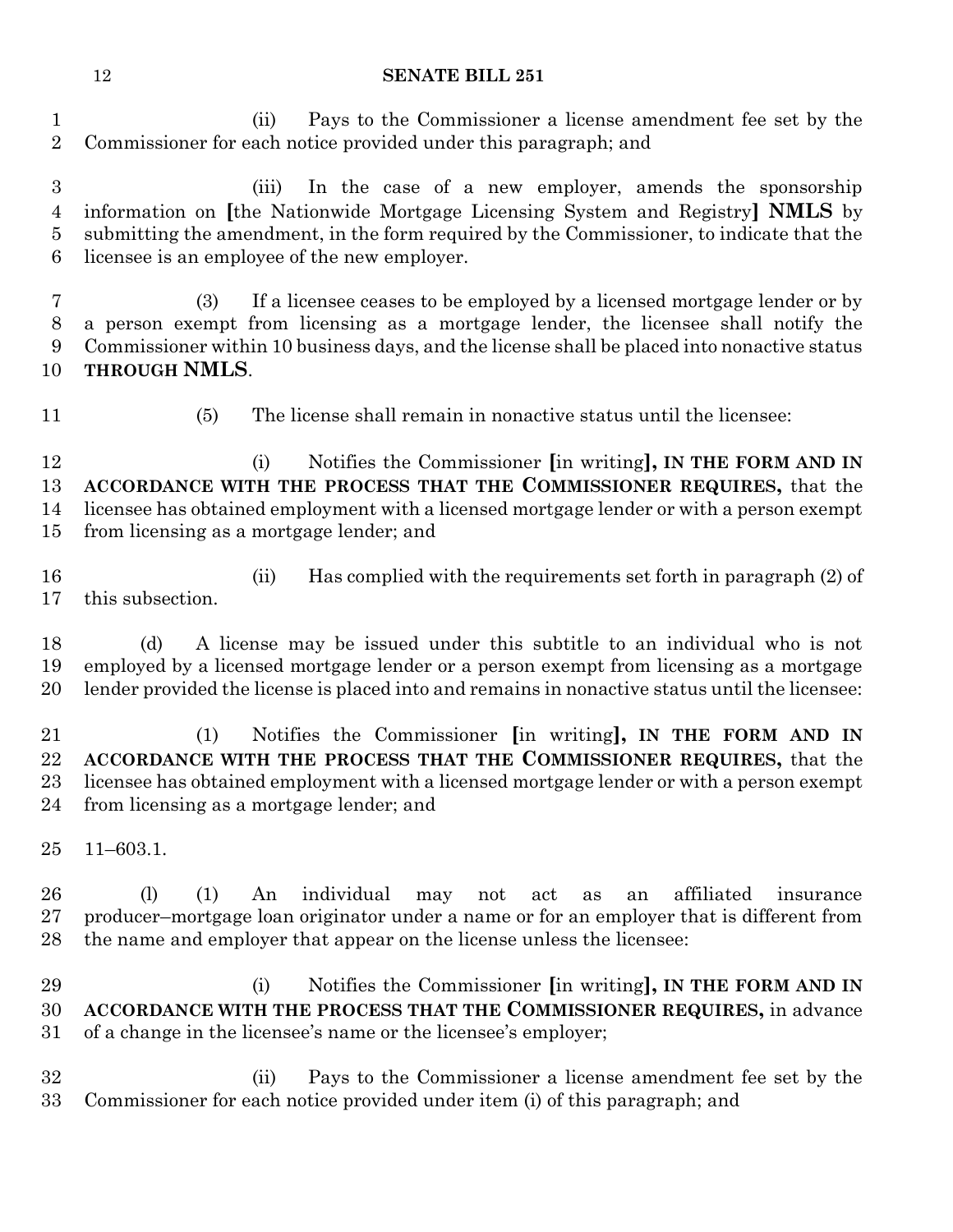(ii) Pays to the Commissioner a license amendment fee set by the Commissioner for each notice provided under this paragraph; and

(iii) In the case of a new employer, amends the sponsorship information on [the Nationwide Mortgage Licensing System and Registry] **NMLS** by submitting the amendment, in the form required by the Commissioner, to indicate that the licensee is an employee of the new employer.

(3) If a licensee ceases to be employed by a licensed mortgage lender or by a person exempt from licensing as a mortgage lender, the licensee shall notify the Commissioner within 10 business days, and the license shall be placed into nonactive status **THROUGH NMLS**.

(5) The license shall remain in nonactive status until the licensee:

(i) Notifies the Commissioner [in writing]**, IN THE FORM AND IN ACCORDANCE WITH THE PROCESS THAT THE COMMISSIONER REQUIRES,** that the licensee has obtained employment with a licensed mortgage lender or with a person exempt from licensing as a mortgage lender; and

(ii) Has complied with the requirements set forth in paragraph (2) of this subsection.

(d) A license may be issued under this subtitle to an individual who is not employed by a licensed mortgage lender or a person exempt from licensing as a mortgage lender provided the license is placed into and remains in nonactive status until the licensee:

(1) Notifies the Commissioner [in writing]**, IN THE FORM AND IN ACCORDANCE WITH THE PROCESS THAT THE COMMISSIONER REQUIRES,** that the licensee has obtained employment with a licensed mortgage lender or with a person exempt from licensing as a mortgage lender; and

11–603.1.

(l) (1) An individual may not act as an affiliated insurance producer–mortgage loan originator under a name or for an employer that is different from the name and employer that appear on the license unless the licensee:

(i) Notifies the Commissioner [in writing]**, IN THE FORM AND IN ACCORDANCE WITH THE PROCESS THAT THE COMMISSIONER REQUIRES,** in advance of a change in the licensee's name or the licensee's employer;

(ii) Pays to the Commissioner a license amendment fee set by the Commissioner for each notice provided under item (i) of this paragraph; and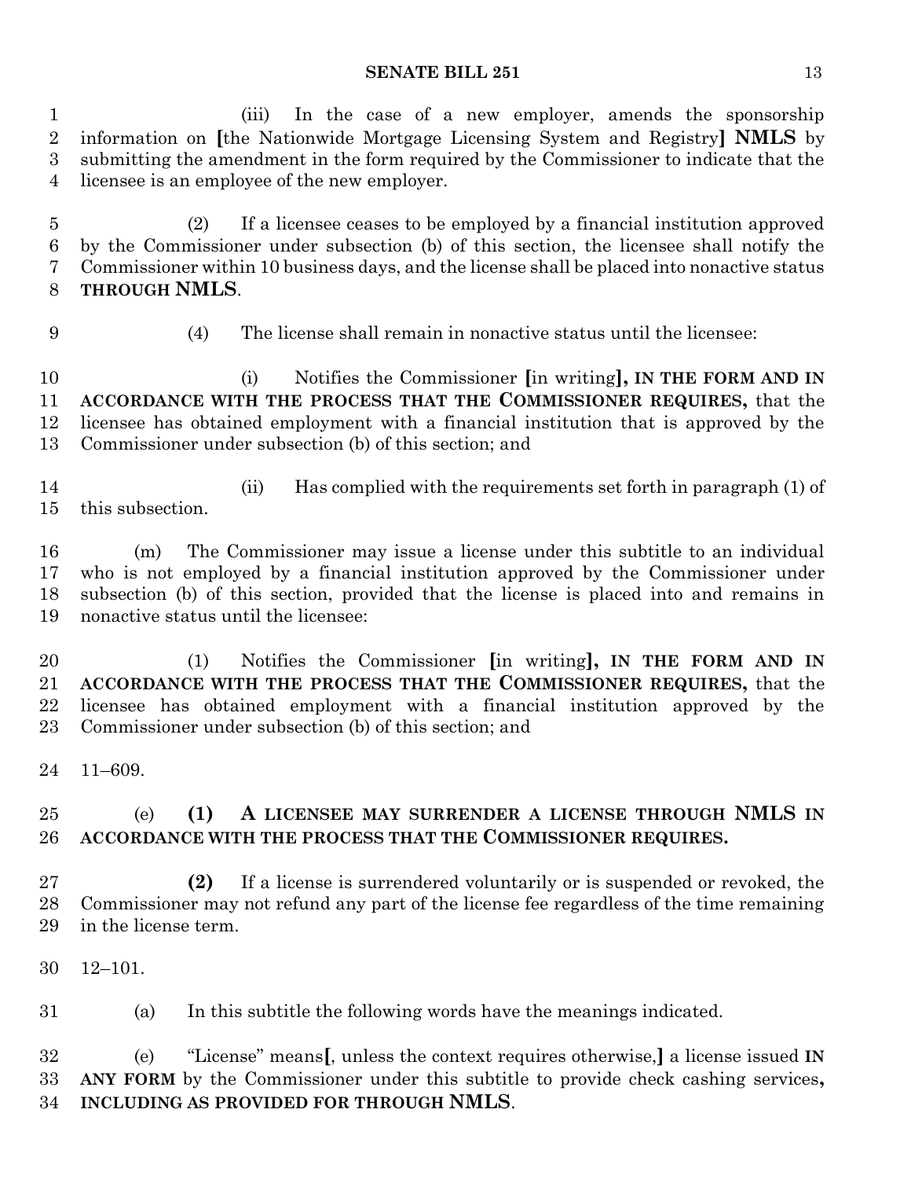(iii) In the case of a new employer, amends the sponsorship information on [the Nationwide Mortgage Licensing System and Registry] **NMLS** by submitting the amendment in the form required by the Commissioner to indicate that the licensee is an employee of the new employer.

(2) If a licensee ceases to be employed by a financial institution approved by the Commissioner under subsection (b) of this section, the licensee shall notify the Commissioner within 10 business days, and the license shall be placed into nonactive status **THROUGH NMLS**.

(4) The license shall remain in nonactive status until the licensee:

(i) Notifies the Commissioner [in writing]**, IN THE FORM AND IN ACCORDANCE WITH THE PROCESS THAT THE COMMISSIONER REQUIRES,** that the licensee has obtained employment with a financial institution that is approved by the Commissioner under subsection (b) of this section; and

(ii) Has complied with the requirements set forth in paragraph (1) of this subsection.

(m) The Commissioner may issue a license under this subtitle to an individual who is not employed by a financial institution approved by the Commissioner under subsection (b) of this section, provided that the license is placed into and remains in nonactive status until the licensee:

(1) Notifies the Commissioner [in writing]**, IN THE FORM AND IN ACCORDANCE WITH THE PROCESS THAT THE COMMISSIONER REQUIRES,** that the licensee has obtained employment with a financial institution approved by the Commissioner under subsection (b) of this section; and

11–609.

(e) **(1) A LICENSEE MAY SURRENDER A LICENSE THROUGH NMLS IN ACCORDANCE WITH THE PROCESS THAT THE COMMISSIONER REQUIRES.**

**(2)** If a license is surrendered voluntarily or is suspended or revoked, the Commissioner may not refund any part of the license fee regardless of the time remaining in the license term.

12–101.

(a) In this subtitle the following words have the meanings indicated.

(e) "License" means[, unless the context requires otherwise,] a license issued **IN ANY FORM** by the Commissioner under this subtitle to provide check cashing services**, INCLUDING AS PROVIDED FOR THROUGH NMLS**.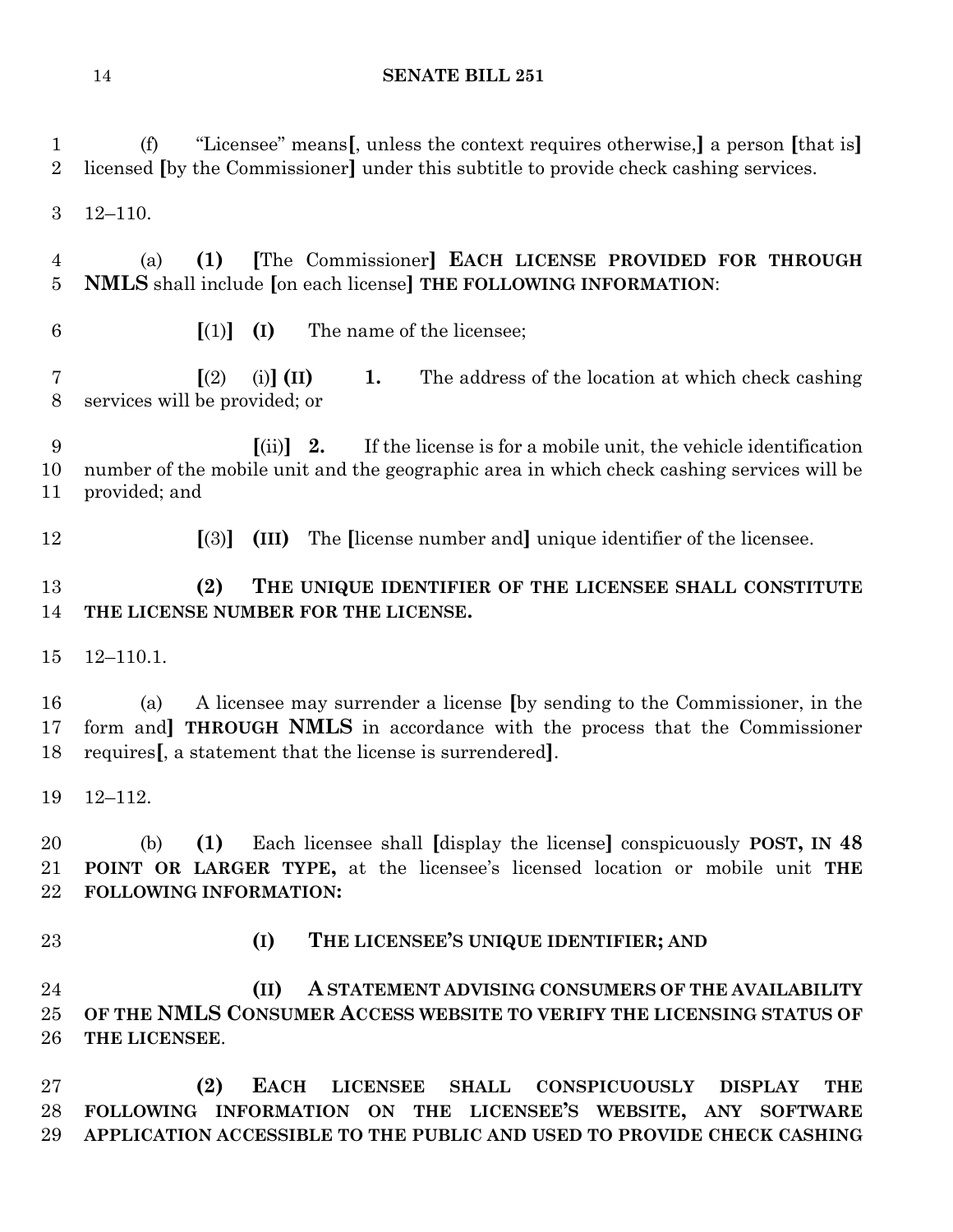(f) "Licensee" means[, unless the context requires otherwise,] a person [that is] licensed [by the Commissioner] under this subtitle to provide check cashing services.

12–110.

(a) **(1)** [The Commissioner] **EACH LICENSE PROVIDED FOR THROUGH NMLS** shall include [on each license] **THE FOLLOWING INFORMATION**:

[(1)] **(I)** The name of the licensee;

[(2) (i)] **(II) 1.** The address of the location at which check cashing services will be provided; or

[(ii)] **2.** If the license is for a mobile unit, the vehicle identification number of the mobile unit and the geographic area in which check cashing services will be provided; and

[(3)] **(III)** The [license number and] unique identifier of the licensee.

**(2) THE UNIQUE IDENTIFIER OF THE LICENSEE SHALL CONSTITUTE THE LICENSE NUMBER FOR THE LICENSE.**

12–110.1.

(a) A licensee may surrender a license [by sending to the Commissioner, in the form and] **THROUGH NMLS** in accordance with the process that the Commissioner requires[, a statement that the license is surrendered].

12–112.

(b) **(1)** Each licensee shall [display the license] conspicuously **POST, IN 48 POINT OR LARGER TYPE,** at the licensee's licensed location or mobile unit **THE FOLLOWING INFORMATION:**

**(I) THE LICENSEE'S UNIQUE IDENTIFIER; AND**

**(II) A STATEMENT ADVISING CONSUMERS OF THE AVAILABILITY OF THE NMLS CONSUMER ACCESS WEBSITE TO VERIFY THE LICENSING STATUS OF THE LICENSEE**.

**(2) EACH LICENSEE SHALL CONSPICUOUSLY DISPLAY THE FOLLOWING INFORMATION ON THE LICENSEE'S WEBSITE, ANY SOFTWARE APPLICATION ACCESSIBLE TO THE PUBLIC AND USED TO PROVIDE CHECK CASHING**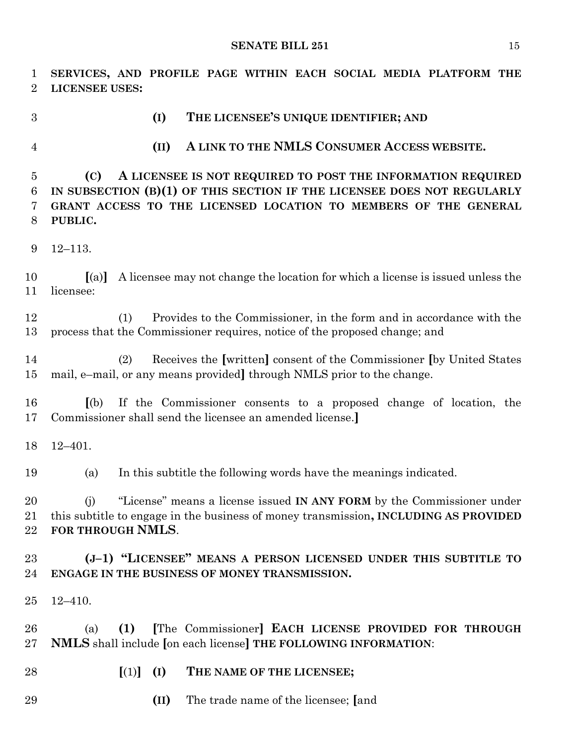**SERVICES, AND PROFILE PAGE WITHIN EACH SOCIAL MEDIA PLATFORM THE LICENSEE USES:**

**(I) THE LICENSEE'S UNIQUE IDENTIFIER; AND**

**(II) A LINK TO THE NMLS CONSUMER ACCESS WEBSITE.**

**(C) A LICENSEE IS NOT REQUIRED TO POST THE INFORMATION REQUIRED IN SUBSECTION (B)(1) OF THIS SECTION IF THE LICENSEE DOES NOT REGULARLY GRANT ACCESS TO THE LICENSED LOCATION TO MEMBERS OF THE GENERAL PUBLIC.**

12–113.

**[**(a)**]** A licensee may not change the location for which a license is issued unless the licensee:

(1) Provides to the Commissioner, in the form and in accordance with the process that the Commissioner requires, notice of the proposed change; and

(2) Receives the **[**written**]** consent of the Commissioner **[**by United States mail, e–mail, or any means provided**]** through NMLS prior to the change.

**[**(b) If the Commissioner consents to a proposed change of location, the Commissioner shall send the licensee an amended license.**]**

12–401.

(a) In this subtitle the following words have the meanings indicated.

(j) "License" means a license issued **IN ANY FORM** by the Commissioner under this subtitle to engage in the business of money transmission**, INCLUDING AS PROVIDED FOR THROUGH NMLS**.

**(J–1) "LICENSEE" MEANS A PERSON LICENSED UNDER THIS SUBTITLE TO ENGAGE IN THE BUSINESS OF MONEY TRANSMISSION.**

12–410.

(a) **(1)** **[**The Commissioner**]** **EACH LICENSE PROVIDED FOR THROUGH NMLS** shall include **[**on each license**]** **THE FOLLOWING INFORMATION**:

**[**(1)**]** **(I) THE NAME OF THE LICENSEE;**

**(II)** The trade name of the licensee; **[**and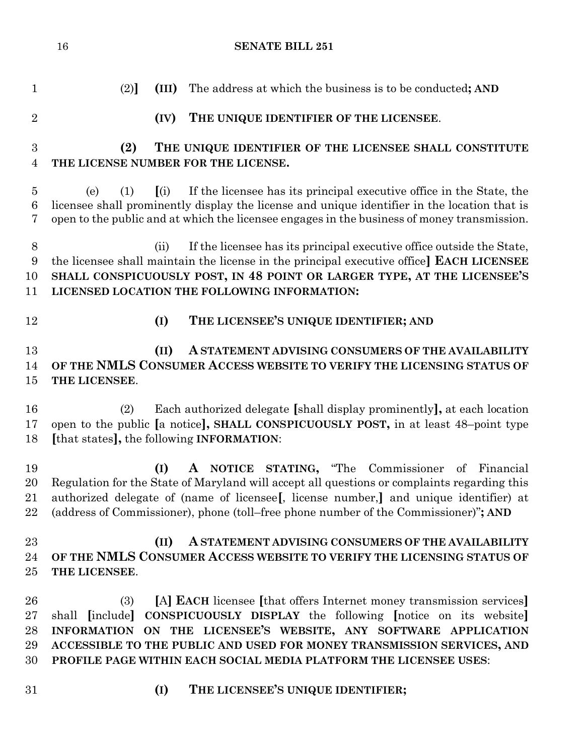(2)] **(III)** The address at which the business is to be conducted**; AND**

**(IV) THE UNIQUE IDENTIFIER OF THE LICENSEE**.

**(2) THE UNIQUE IDENTIFIER OF THE LICENSEE SHALL CONSTITUTE THE LICENSE NUMBER FOR THE LICENSE.**

(e) (1) [(i) If the licensee has its principal executive office in the State, the licensee shall prominently display the license and unique identifier in the location that is open to the public and at which the licensee engages in the business of money transmission.

(ii) If the licensee has its principal executive office outside the State, the licensee shall maintain the license in the principal executive office] **EACH LICENSEE SHALL CONSPICUOUSLY POST, IN 48 POINT OR LARGER TYPE, AT THE LICENSEE'S LICENSED LOCATION THE FOLLOWING INFORMATION:**

**(I) THE LICENSEE'S UNIQUE IDENTIFIER; AND**

**(II) A STATEMENT ADVISING CONSUMERS OF THE AVAILABILITY OF THE NMLS CONSUMER ACCESS WEBSITE TO VERIFY THE LICENSING STATUS OF THE LICENSEE**.

(2) Each authorized delegate [shall display prominently]**,** at each location open to the public [a notice]**, SHALL CONSPICUOUSLY POST,** in at least 48–point type [that states]**,** the following **INFORMATION**:

**(I) A NOTICE STATING,** "The Commissioner of Financial Regulation for the State of Maryland will accept all questions or complaints regarding this authorized delegate of (name of licensee[, license number,] and unique identifier) at (address of Commissioner), phone (toll–free phone number of the Commissioner)"**; AND**

**(II) A STATEMENT ADVISING CONSUMERS OF THE AVAILABILITY OF THE NMLS CONSUMER ACCESS WEBSITE TO VERIFY THE LICENSING STATUS OF THE LICENSEE**.

(3) [A] **EACH** licensee [that offers Internet money transmission services] shall [include] **CONSPICUOUSLY DISPLAY** the following [notice on its website] **INFORMATION ON THE LICENSEE'S WEBSITE, ANY SOFTWARE APPLICATION ACCESSIBLE TO THE PUBLIC AND USED FOR MONEY TRANSMISSION SERVICES, AND PROFILE PAGE WITHIN EACH SOCIAL MEDIA PLATFORM THE LICENSEE USES**:

**(I) THE LICENSEE'S UNIQUE IDENTIFIER;**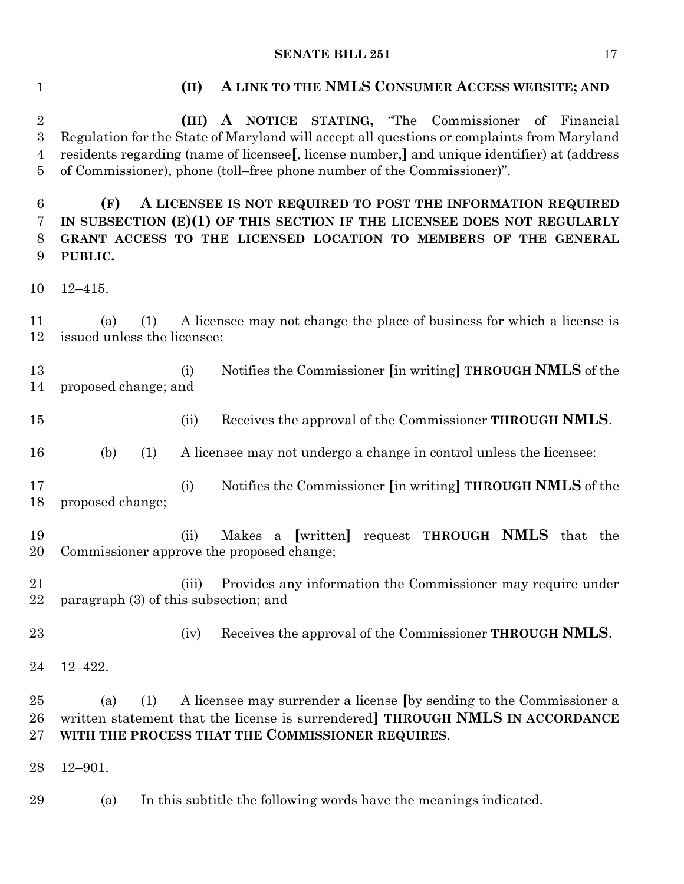**(II) A LINK TO THE NMLS CONSUMER ACCESS WEBSITE; AND**

**(III) A NOTICE STATING,** "The Commissioner of Financial Regulation for the State of Maryland will accept all questions or complaints from Maryland residents regarding (name of licensee[, license number,] and unique identifier) at (address of Commissioner), phone (toll–free phone number of the Commissioner)".

**(F) A LICENSEE IS NOT REQUIRED TO POST THE INFORMATION REQUIRED IN SUBSECTION (E)(1) OF THIS SECTION IF THE LICENSEE DOES NOT REGULARLY GRANT ACCESS TO THE LICENSED LOCATION TO MEMBERS OF THE GENERAL PUBLIC.**

12–415.

(a) (1) A licensee may not change the place of business for which a license is issued unless the licensee:

(i) Notifies the Commissioner [in writing] **THROUGH NMLS** of the proposed change; and

(ii) Receives the approval of the Commissioner **THROUGH NMLS**.

(b) (1) A licensee may not undergo a change in control unless the licensee:

(i) Notifies the Commissioner [in writing] **THROUGH NMLS** of the proposed change;

(ii) Makes a [written] request **THROUGH NMLS** that the Commissioner approve the proposed change;

(iii) Provides any information the Commissioner may require under paragraph (3) of this subsection; and

(iv) Receives the approval of the Commissioner **THROUGH NMLS**.

12–422.

(a) (1) A licensee may surrender a license [by sending to the Commissioner a written statement that the license is surrendered] **THROUGH NMLS IN ACCORDANCE WITH THE PROCESS THAT THE COMMISSIONER REQUIRES**.

12–901.

(a) In this subtitle the following words have the meanings indicated.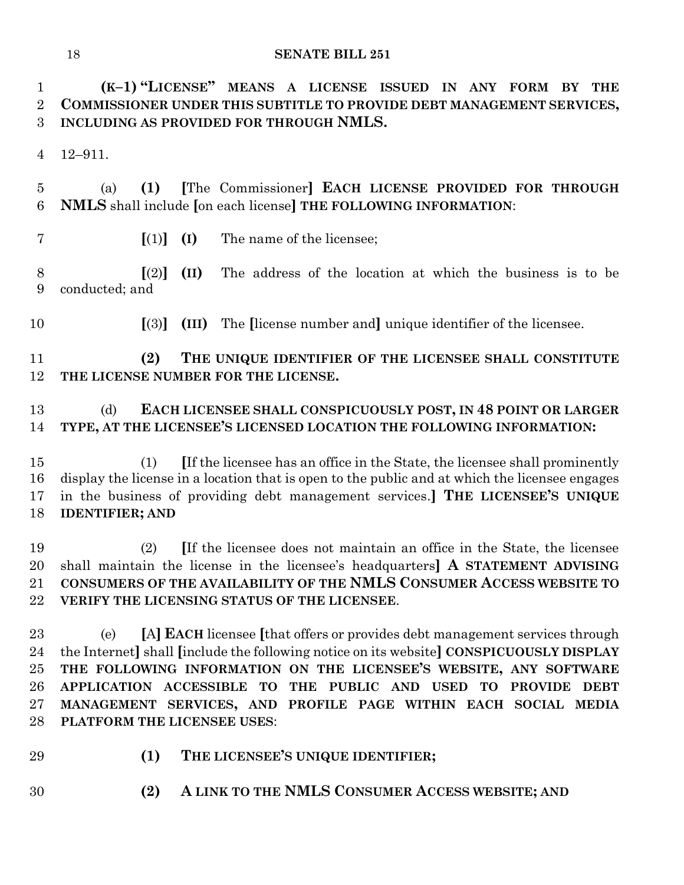**(K–1) "LICENSE" MEANS A LICENSE ISSUED IN ANY FORM BY THE COMMISSIONER UNDER THIS SUBTITLE TO PROVIDE DEBT MANAGEMENT SERVICES, INCLUDING AS PROVIDED FOR THROUGH NMLS.**

12–911.

(a) **(1)** **[**The Commissioner**]** **EACH LICENSE PROVIDED FOR THROUGH NMLS** shall include **[**on each license**]** **THE FOLLOWING INFORMATION**:

**[**(1)**]** **(I)** The name of the licensee;

**[**(2)**]** **(II)** The address of the location at which the business is to be conducted; and

**[**(3)**]** **(III)** The **[**license number and**]** unique identifier of the licensee.

**(2) THE UNIQUE IDENTIFIER OF THE LICENSEE SHALL CONSTITUTE THE LICENSE NUMBER FOR THE LICENSE.**

(d) **EACH LICENSEE SHALL CONSPICUOUSLY POST, IN 48 POINT OR LARGER TYPE, AT THE LICENSEE'S LICENSED LOCATION THE FOLLOWING INFORMATION:**

(1) **[**If the licensee has an office in the State, the licensee shall prominently display the license in a location that is open to the public and at which the licensee engages in the business of providing debt management services.**]** **THE LICENSEE'S UNIQUE IDENTIFIER; AND**

(2) **[**If the licensee does not maintain an office in the State, the licensee shall maintain the license in the licensee's headquarters**]** **A STATEMENT ADVISING CONSUMERS OF THE AVAILABILITY OF THE NMLS CONSUMER ACCESS WEBSITE TO VERIFY THE LICENSING STATUS OF THE LICENSEE**.

(e) **[**A**]** **EACH** licensee **[**that offers or provides debt management services through the Internet**]** shall **[**include the following notice on its website**]** **CONSPICUOUSLY DISPLAY THE FOLLOWING INFORMATION ON THE LICENSEE'S WEBSITE, ANY SOFTWARE APPLICATION ACCESSIBLE TO THE PUBLIC AND USED TO PROVIDE DEBT MANAGEMENT SERVICES, AND PROFILE PAGE WITHIN EACH SOCIAL MEDIA PLATFORM THE LICENSEE USES**:

**(1) THE LICENSEE'S UNIQUE IDENTIFIER;**

**(2) A LINK TO THE NMLS CONSUMER ACCESS WEBSITE; AND**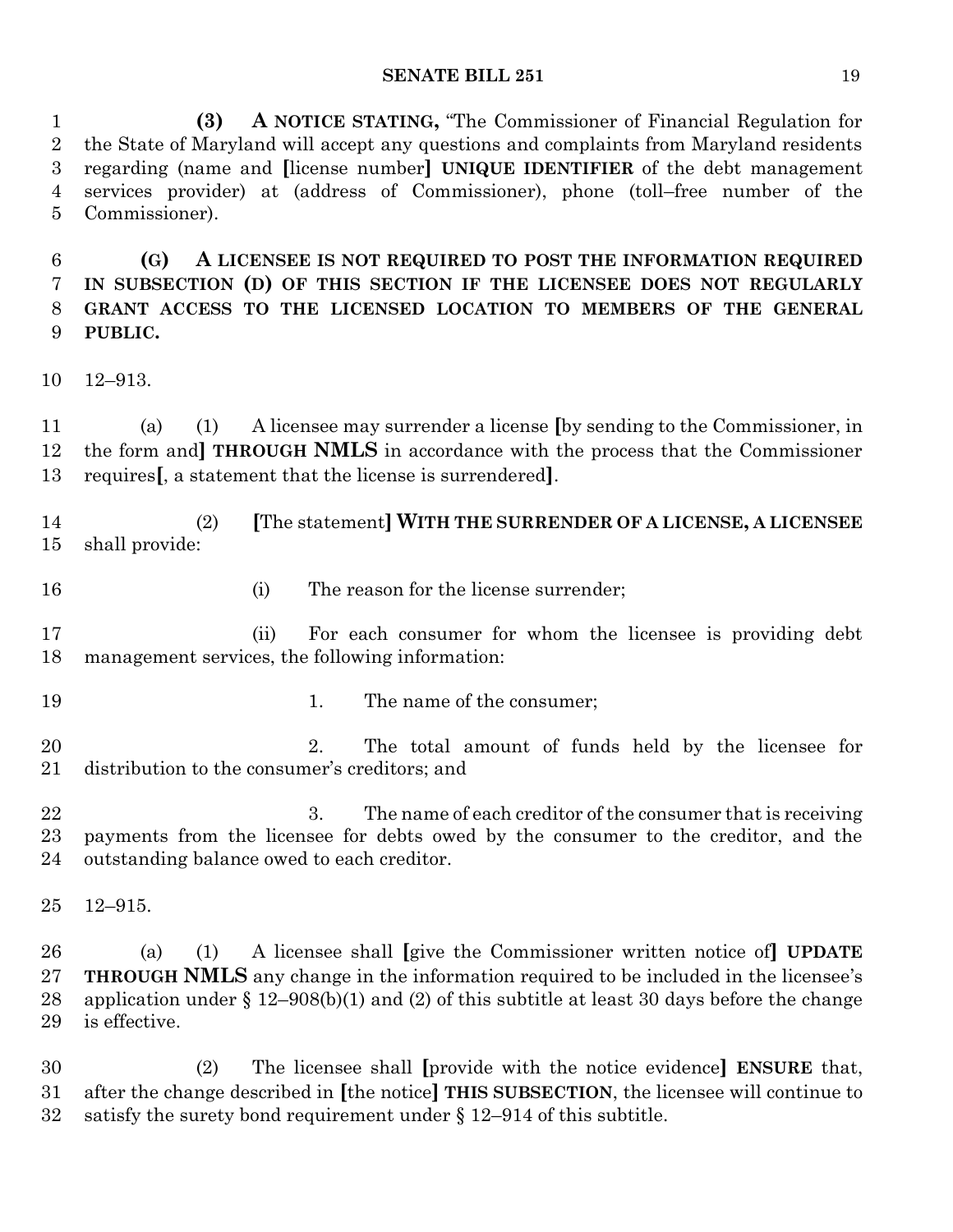(3) **A NOTICE STATING,** "The Commissioner of Financial Regulation for the State of Maryland will accept any questions and complaints from Maryland residents regarding (name and [license number] **UNIQUE IDENTIFIER** of the debt management services provider) at (address of Commissioner), phone (toll–free number of the Commissioner).

**(G) A LICENSEE IS NOT REQUIRED TO POST THE INFORMATION REQUIRED IN SUBSECTION (D) OF THIS SECTION IF THE LICENSEE DOES NOT REGULARLY GRANT ACCESS TO THE LICENSED LOCATION TO MEMBERS OF THE GENERAL PUBLIC.**

12–913.

(a) (1) A licensee may surrender a license [by sending to the Commissioner, in the form and] **THROUGH NMLS** in accordance with the process that the Commissioner requires[, a statement that the license is surrendered].

(2) [The statement] **WITH THE SURRENDER OF A LICENSE, A LICENSEE** shall provide:

(i) The reason for the license surrender;

(ii) For each consumer for whom the licensee is providing debt management services, the following information:

1. The name of the consumer;

2. The total amount of funds held by the licensee for distribution to the consumer's creditors; and

3. The name of each creditor of the consumer that is receiving payments from the licensee for debts owed by the consumer to the creditor, and the outstanding balance owed to each creditor.

12–915.

(a) (1) A licensee shall [give the Commissioner written notice of] **UPDATE THROUGH NMLS** any change in the information required to be included in the licensee's application under § 12–908(b)(1) and (2) of this subtitle at least 30 days before the change is effective.

(2) The licensee shall [provide with the notice evidence] **ENSURE** that, after the change described in [the notice] **THIS SUBSECTION**, the licensee will continue to satisfy the surety bond requirement under § 12–914 of this subtitle.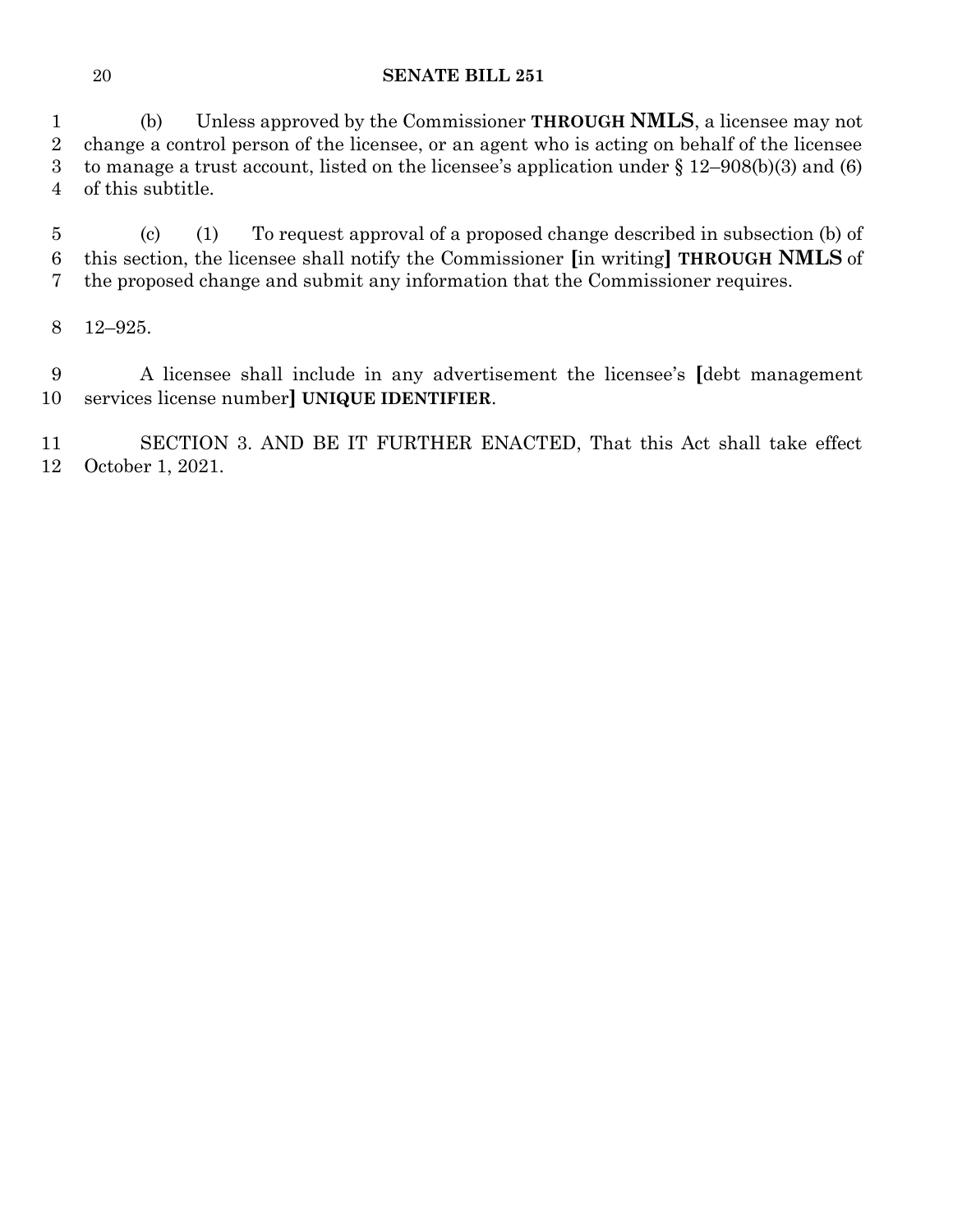(b) Unless approved by the Commissioner **THROUGH NMLS**, a licensee may not change a control person of the licensee, or an agent who is acting on behalf of the licensee to manage a trust account, listed on the licensee's application under § 12–908(b)(3) and (6) of this subtitle.

(c) (1) To request approval of a proposed change described in subsection (b) of this section, the licensee shall notify the Commissioner **[**in writing**]** **THROUGH NMLS** of the proposed change and submit any information that the Commissioner requires.

12–925.

A licensee shall include in any advertisement the licensee's **[**debt management services license number**]** **UNIQUE IDENTIFIER**.

SECTION 3. AND BE IT FURTHER ENACTED, That this Act shall take effect October 1, 2021.